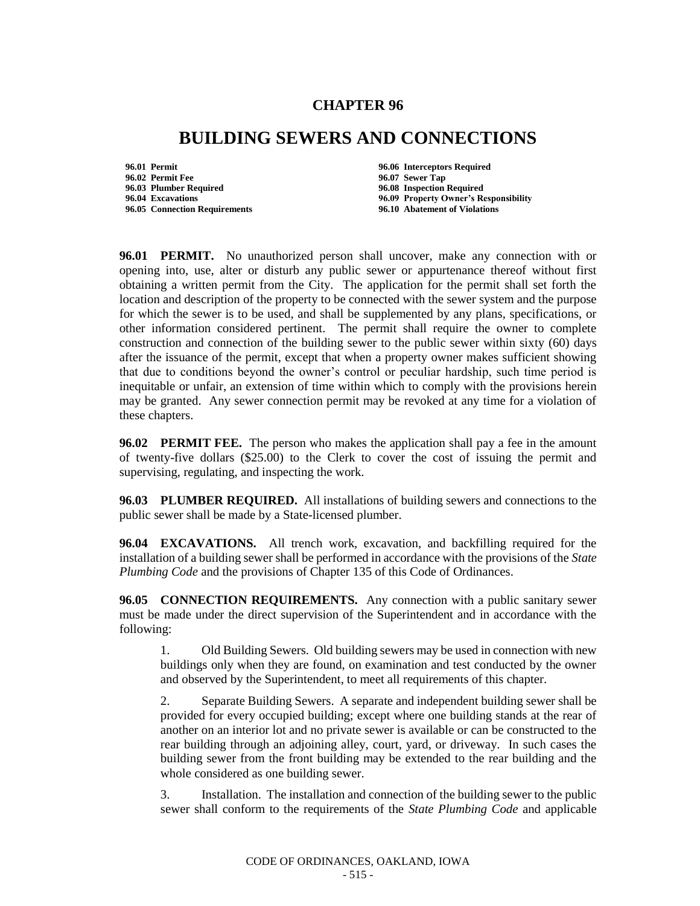# CHAPTER 96

# BUILDING SEWERS AND CONNECTIONS

**96.01 Permit**
**96.02 Permit Fee**
**96.03 Plumber Required**
**96.04 Excavations**
**96.05 Connection Requirements**
**96.06 Interceptors Required**
**96.07 Sewer Tap**
**96.08 Inspection Required**
**96.09 Property Owner's Responsibility**
**96.10 Abatement of Violations**

**96.01 PERMIT.** No unauthorized person shall uncover, make any connection with or opening into, use, alter or disturb any public sewer or appurtenance thereof without first obtaining a written permit from the City. The application for the permit shall set forth the location and description of the property to be connected with the sewer system and the purpose for which the sewer is to be used, and shall be supplemented by any plans, specifications, or other information considered pertinent. The permit shall require the owner to complete construction and connection of the building sewer to the public sewer within sixty (60) days after the issuance of the permit, except that when a property owner makes sufficient showing that due to conditions beyond the owner's control or peculiar hardship, such time period is inequitable or unfair, an extension of time within which to comply with the provisions herein may be granted. Any sewer connection permit may be revoked at any time for a violation of these chapters.

**96.02 PERMIT FEE.** The person who makes the application shall pay a fee in the amount of twenty-five dollars ($25.00) to the Clerk to cover the cost of issuing the permit and supervising, regulating, and inspecting the work.

**96.03 PLUMBER REQUIRED.** All installations of building sewers and connections to the public sewer shall be made by a State-licensed plumber.

**96.04 EXCAVATIONS.** All trench work, excavation, and backfilling required for the installation of a building sewer shall be performed in accordance with the provisions of the *State Plumbing Code* and the provisions of Chapter 135 of this Code of Ordinances.

**96.05 CONNECTION REQUIREMENTS.** Any connection with a public sanitary sewer must be made under the direct supervision of the Superintendent and in accordance with the following:

1. Old Building Sewers. Old building sewers may be used in connection with new buildings only when they are found, on examination and test conducted by the owner and observed by the Superintendent, to meet all requirements of this chapter.

2. Separate Building Sewers. A separate and independent building sewer shall be provided for every occupied building; except where one building stands at the rear of another on an interior lot and no private sewer is available or can be constructed to the rear building through an adjoining alley, court, yard, or driveway. In such cases the building sewer from the front building may be extended to the rear building and the whole considered as one building sewer.

3. Installation. The installation and connection of the building sewer to the public sewer shall conform to the requirements of the *State Plumbing Code* and applicable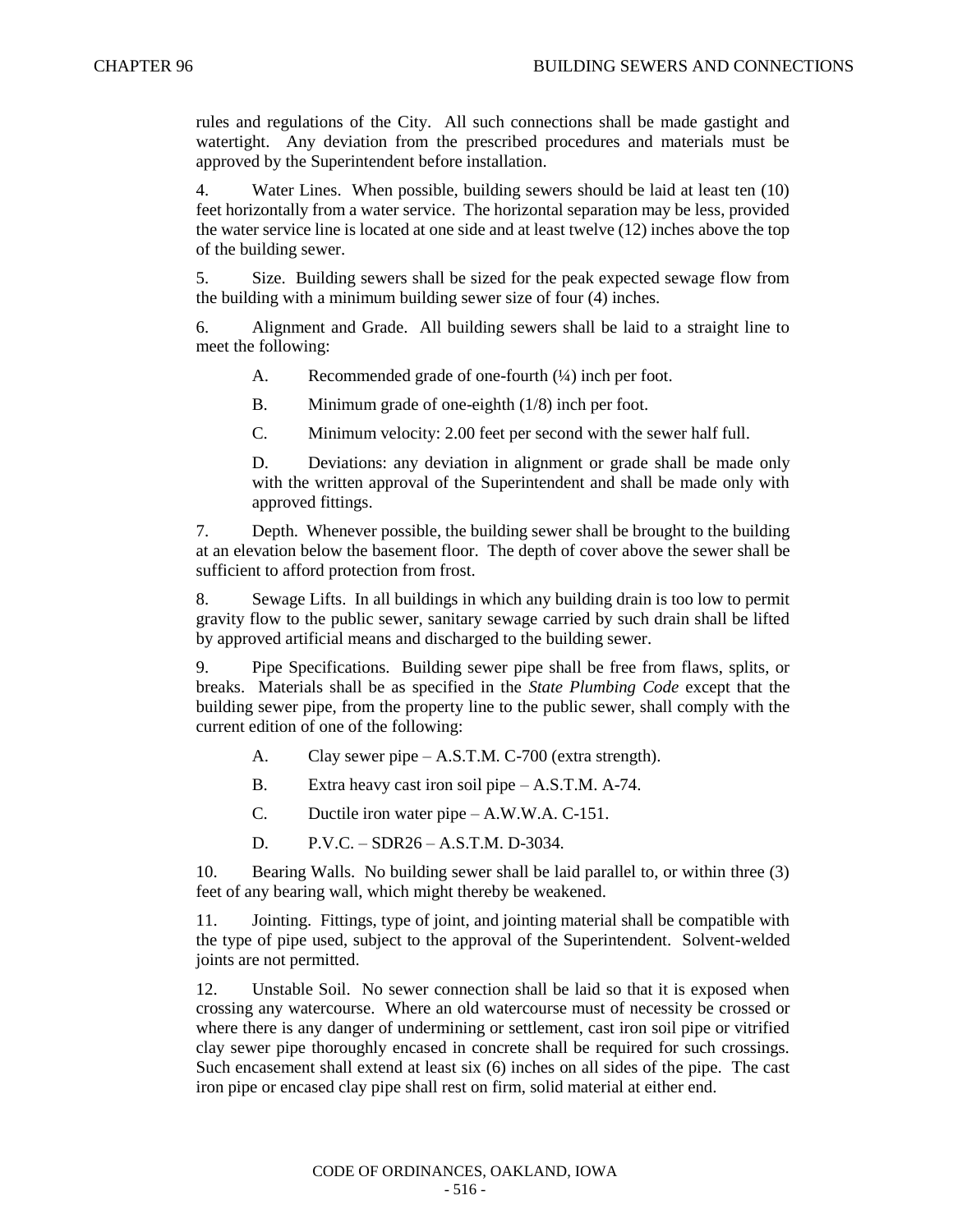rules and regulations of the City. All such connections shall be made gastight and watertight. Any deviation from the prescribed procedures and materials must be approved by the Superintendent before installation.

4. Water Lines. When possible, building sewers should be laid at least ten (10) feet horizontally from a water service. The horizontal separation may be less, provided the water service line is located at one side and at least twelve (12) inches above the top of the building sewer.

5. Size. Building sewers shall be sized for the peak expected sewage flow from the building with a minimum building sewer size of four (4) inches.

6. Alignment and Grade. All building sewers shall be laid to a straight line to meet the following:

A. Recommended grade of one-fourth (¼) inch per foot.

B. Minimum grade of one-eighth (1/8) inch per foot.

C. Minimum velocity: 2.00 feet per second with the sewer half full.

D. Deviations: any deviation in alignment or grade shall be made only with the written approval of the Superintendent and shall be made only with approved fittings.

7. Depth. Whenever possible, the building sewer shall be brought to the building at an elevation below the basement floor. The depth of cover above the sewer shall be sufficient to afford protection from frost.

8. Sewage Lifts. In all buildings in which any building drain is too low to permit gravity flow to the public sewer, sanitary sewage carried by such drain shall be lifted by approved artificial means and discharged to the building sewer.

9. Pipe Specifications. Building sewer pipe shall be free from flaws, splits, or breaks. Materials shall be as specified in the *State Plumbing Code* except that the building sewer pipe, from the property line to the public sewer, shall comply with the current edition of one of the following:

A. Clay sewer pipe – A.S.T.M. C-700 (extra strength).

B. Extra heavy cast iron soil pipe – A.S.T.M. A-74.

C. Ductile iron water pipe – A.W.W.A. C-151.

D. P.V.C. – SDR26 – A.S.T.M. D-3034.

10. Bearing Walls. No building sewer shall be laid parallel to, or within three (3) feet of any bearing wall, which might thereby be weakened.

11. Jointing. Fittings, type of joint, and jointing material shall be compatible with the type of pipe used, subject to the approval of the Superintendent. Solvent-welded joints are not permitted.

12. Unstable Soil. No sewer connection shall be laid so that it is exposed when crossing any watercourse. Where an old watercourse must of necessity be crossed or where there is any danger of undermining or settlement, cast iron soil pipe or vitrified clay sewer pipe thoroughly encased in concrete shall be required for such crossings. Such encasement shall extend at least six (6) inches on all sides of the pipe. The cast iron pipe or encased clay pipe shall rest on firm, solid material at either end.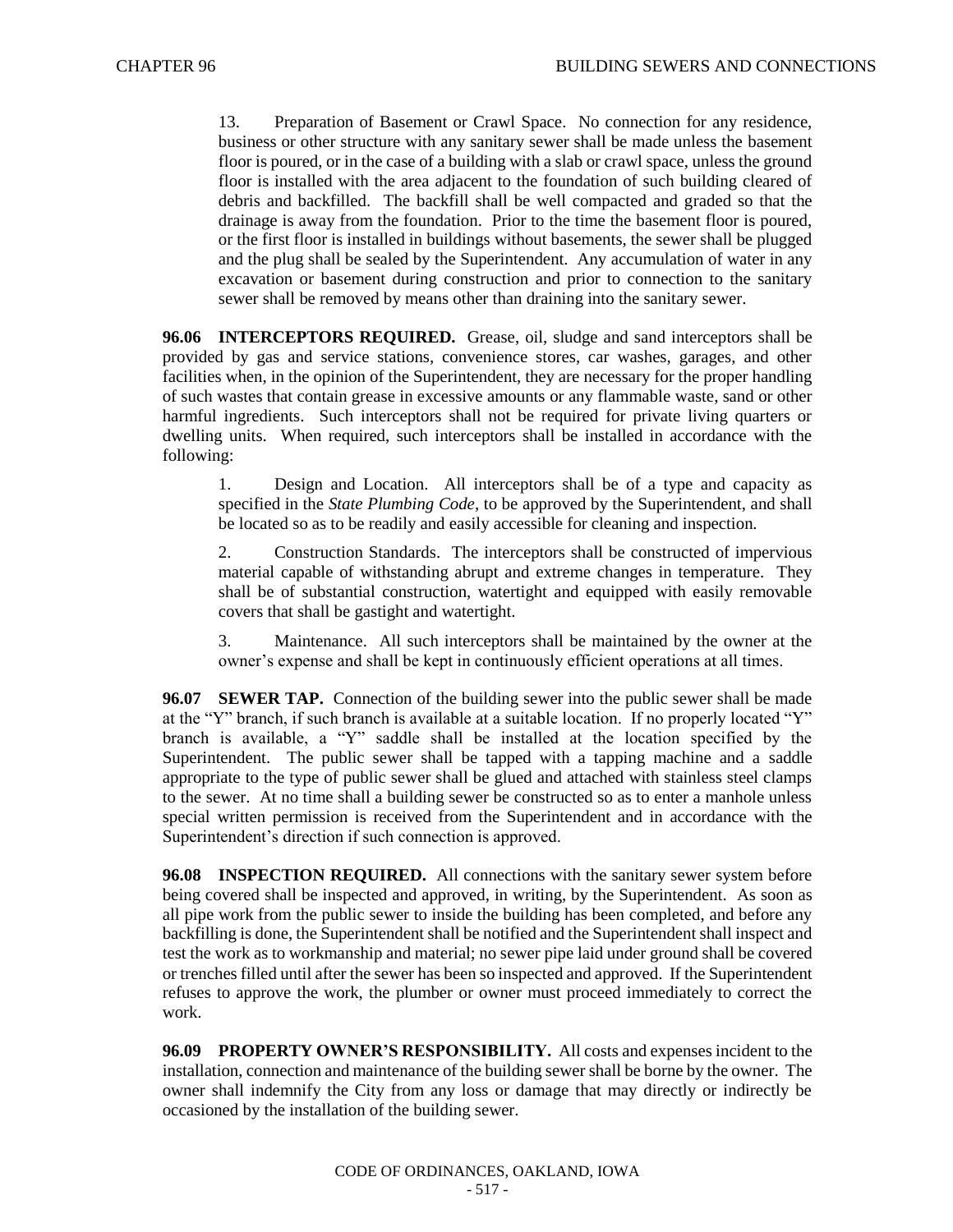13. Preparation of Basement or Crawl Space. No connection for any residence, business or other structure with any sanitary sewer shall be made unless the basement floor is poured, or in the case of a building with a slab or crawl space, unless the ground floor is installed with the area adjacent to the foundation of such building cleared of debris and backfilled. The backfill shall be well compacted and graded so that the drainage is away from the foundation. Prior to the time the basement floor is poured, or the first floor is installed in buildings without basements, the sewer shall be plugged and the plug shall be sealed by the Superintendent. Any accumulation of water in any excavation or basement during construction and prior to connection to the sanitary sewer shall be removed by means other than draining into the sanitary sewer.

**96.06 INTERCEPTORS REQUIRED.** Grease, oil, sludge and sand interceptors shall be provided by gas and service stations, convenience stores, car washes, garages, and other facilities when, in the opinion of the Superintendent, they are necessary for the proper handling of such wastes that contain grease in excessive amounts or any flammable waste, sand or other harmful ingredients. Such interceptors shall not be required for private living quarters or dwelling units. When required, such interceptors shall be installed in accordance with the following:

1. Design and Location. All interceptors shall be of a type and capacity as specified in the *State Plumbing Code*, to be approved by the Superintendent, and shall be located so as to be readily and easily accessible for cleaning and inspection.

2. Construction Standards. The interceptors shall be constructed of impervious material capable of withstanding abrupt and extreme changes in temperature. They shall be of substantial construction, watertight and equipped with easily removable covers that shall be gastight and watertight.

3. Maintenance. All such interceptors shall be maintained by the owner at the owner's expense and shall be kept in continuously efficient operations at all times.

**96.07 SEWER TAP.** Connection of the building sewer into the public sewer shall be made at the "Y" branch, if such branch is available at a suitable location. If no properly located "Y" branch is available, a "Y" saddle shall be installed at the location specified by the Superintendent. The public sewer shall be tapped with a tapping machine and a saddle appropriate to the type of public sewer shall be glued and attached with stainless steel clamps to the sewer. At no time shall a building sewer be constructed so as to enter a manhole unless special written permission is received from the Superintendent and in accordance with the Superintendent's direction if such connection is approved.

**96.08 INSPECTION REQUIRED.** All connections with the sanitary sewer system before being covered shall be inspected and approved, in writing, by the Superintendent. As soon as all pipe work from the public sewer to inside the building has been completed, and before any backfilling is done, the Superintendent shall be notified and the Superintendent shall inspect and test the work as to workmanship and material; no sewer pipe laid under ground shall be covered or trenches filled until after the sewer has been so inspected and approved. If the Superintendent refuses to approve the work, the plumber or owner must proceed immediately to correct the work.

**96.09 PROPERTY OWNER'S RESPONSIBILITY.** All costs and expenses incident to the installation, connection and maintenance of the building sewer shall be borne by the owner. The owner shall indemnify the City from any loss or damage that may directly or indirectly be occasioned by the installation of the building sewer.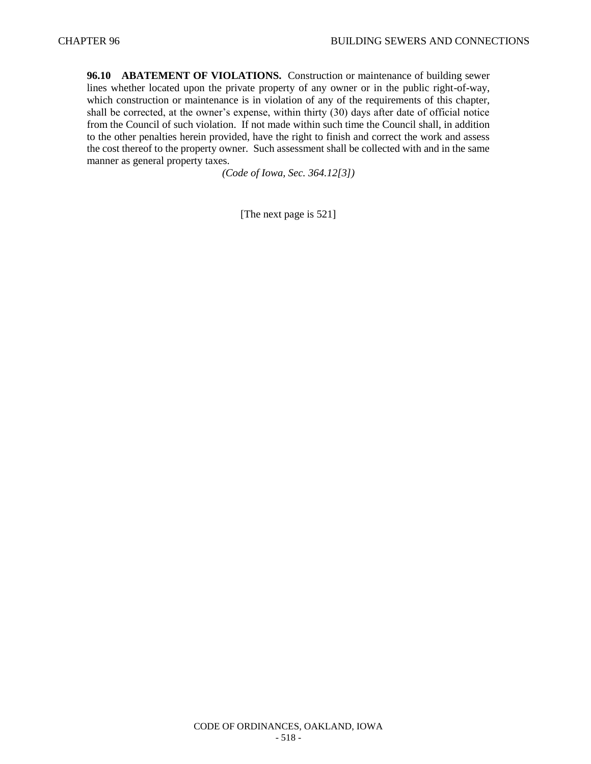**96.10 ABATEMENT OF VIOLATIONS.** Construction or maintenance of building sewer lines whether located upon the private property of any owner or in the public right-of-way, which construction or maintenance is in violation of any of the requirements of this chapter, shall be corrected, at the owner's expense, within thirty (30) days after date of official notice from the Council of such violation. If not made within such time the Council shall, in addition to the other penalties herein provided, have the right to finish and correct the work and assess the cost thereof to the property owner. Such assessment shall be collected with and in the same manner as general property taxes.

*(Code of Iowa, Sec. 364.12[3])*

[The next page is 521]